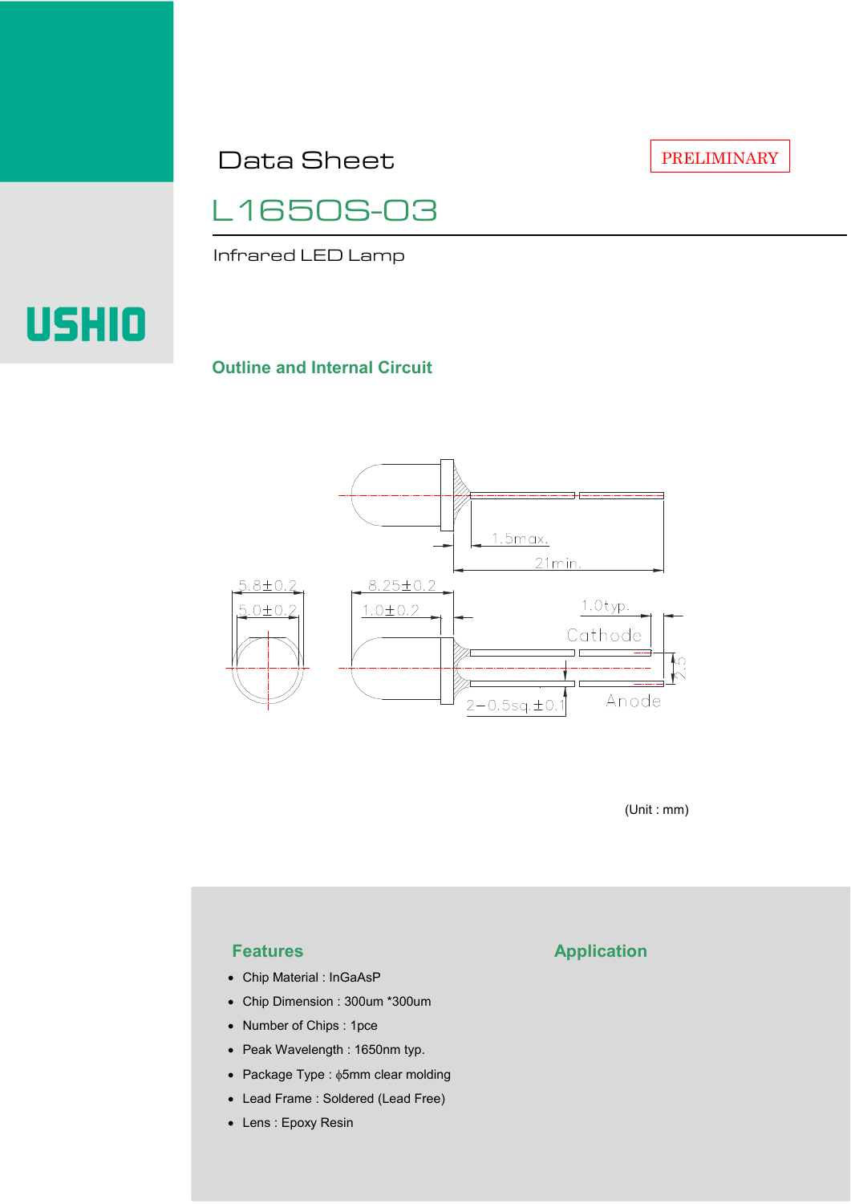# Data Sheet

PRELIMINARY

## L1650S-03

Infrared LED Lamp

USHIO

### Outline and Internal Circuit

5.8±0.2

5.0±0.2

8.25±0.2

1.0±0.2

1.5max.

21min.

1.0typ.

Cathode

Anode

2.5

2−0.5sq.±0.1

(Unit : mm)

### Features

- Chip Material : InGaAsP
- Chip Dimension : 300um *300um
- Number of Chips : 1pce
- Peak Wavelength : 1650nm typ.
- Package Type : ϕ5mm clear molding
- Lead Frame : Soldered (Lead Free)
- Lens : Epoxy Resin

### Application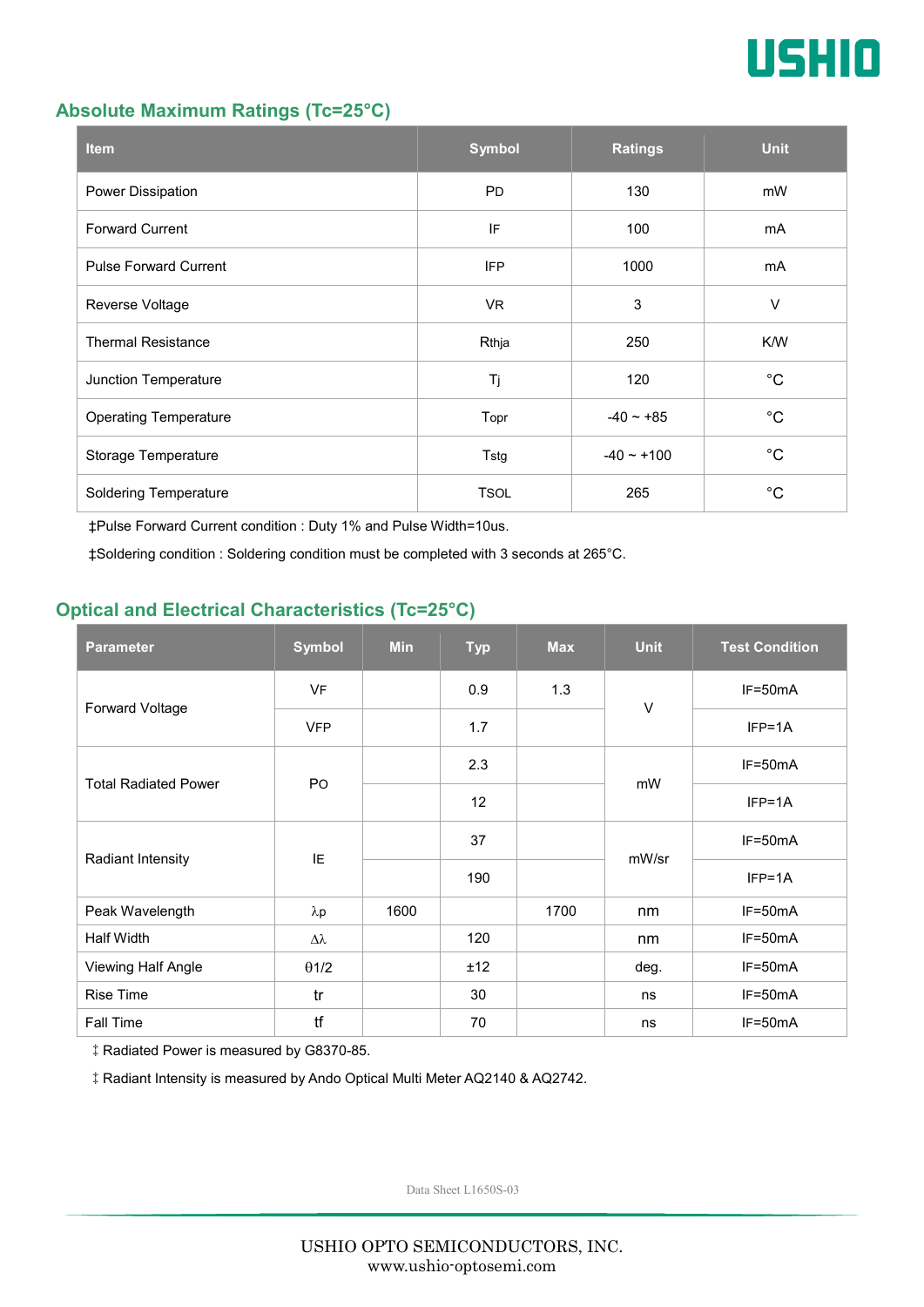## Absolute Maximum Ratings (Tc=25°C)

| Item | Symbol | Ratings | Unit |
|---|---|---|---|
| Power Dissipation | PD | 130 | mW |
| Forward Current | IF | 100 | mA |
| Pulse Forward Current | IFP | 1000 | mA |
| Reverse Voltage | VR | 3 | V |
| Thermal Resistance | Rthja | 250 | K/W |
| Junction Temperature | Tj | 120 | °C |
| Operating Temperature | Topr | -40 ~ +85 | °C |
| Storage Temperature | Tstg | -40 ~ +100 | °C |
| Soldering Temperature | TSOL | 265 | °C |

‡Pulse Forward Current condition : Duty 1% and Pulse Width=10us.

‡Soldering condition : Soldering condition must be completed with 3 seconds at 265°C.

## Optical and Electrical Characteristics (Tc=25°C)

| Parameter | Symbol | Min | Typ | Max | Unit | Test Condition |
|---|---|---|---|---|---|---|
| Forward Voltage | VF | | 0.9 | 1.3 | V | IF=50mA |
| | VFP | | 1.7 | | | IFP=1A |
| Total Radiated Power | PO | | 2.3 | | mW | IF=50mA |
| | | | 12 | | | IFP=1A |
| Radiant Intensity | IE | | 37 | | mW/sr | IF=50mA |
| | | | 190 | | | IFP=1A |
| Peak Wavelength | λp | 1600 | | 1700 | nm | IF=50mA |
| Half Width | Δλ | | 120 | | nm | IF=50mA |
| Viewing Half Angle | θ1/2 | | ±12 | | deg. | IF=50mA |
| Rise Time | tr | | 30 | | ns | IF=50mA |
| Fall Time | tf | | 70 | | ns | IF=50mA |

‡ Radiated Power is measured by G8370-85.

‡ Radiant Intensity is measured by Ando Optical Multi Meter AQ2140 & AQ2742.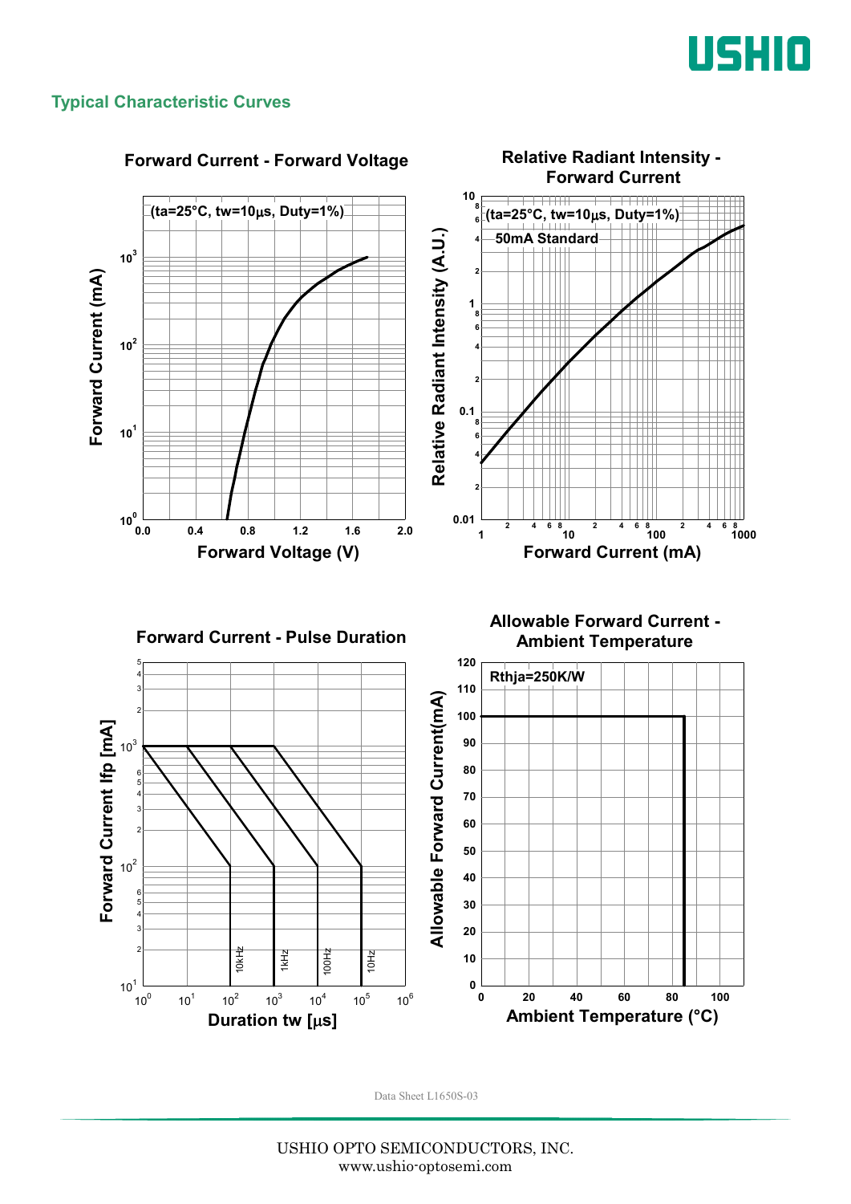## Typical Characteristic Curves

### Forward Current - Forward Voltage

(ta=25°C, tw=10μs, Duty=1%)

Forward Current (mA) vs. Forward Voltage (V)

### Relative Radiant Intensity - Forward Current

(ta=25°C, tw=10μs, Duty=1%)

50mA Standard

Relative Radiant Intensity (A.U.) vs. Forward Current (mA)

### Forward Current - Pulse Duration

Forward Current Ifp [mA] vs. Duration tw [μs]

10kHz, 1kHz, 100Hz, 10Hz

### Allowable Forward Current - Ambient Temperature

Rthja=250K/W

Allowable Forward Current(mA) vs. Ambient Temperature (°C)

Data Sheet L1650S-03

USHIO OPTO SEMICONDUCTORS, INC.
www.ushio-optosemi.com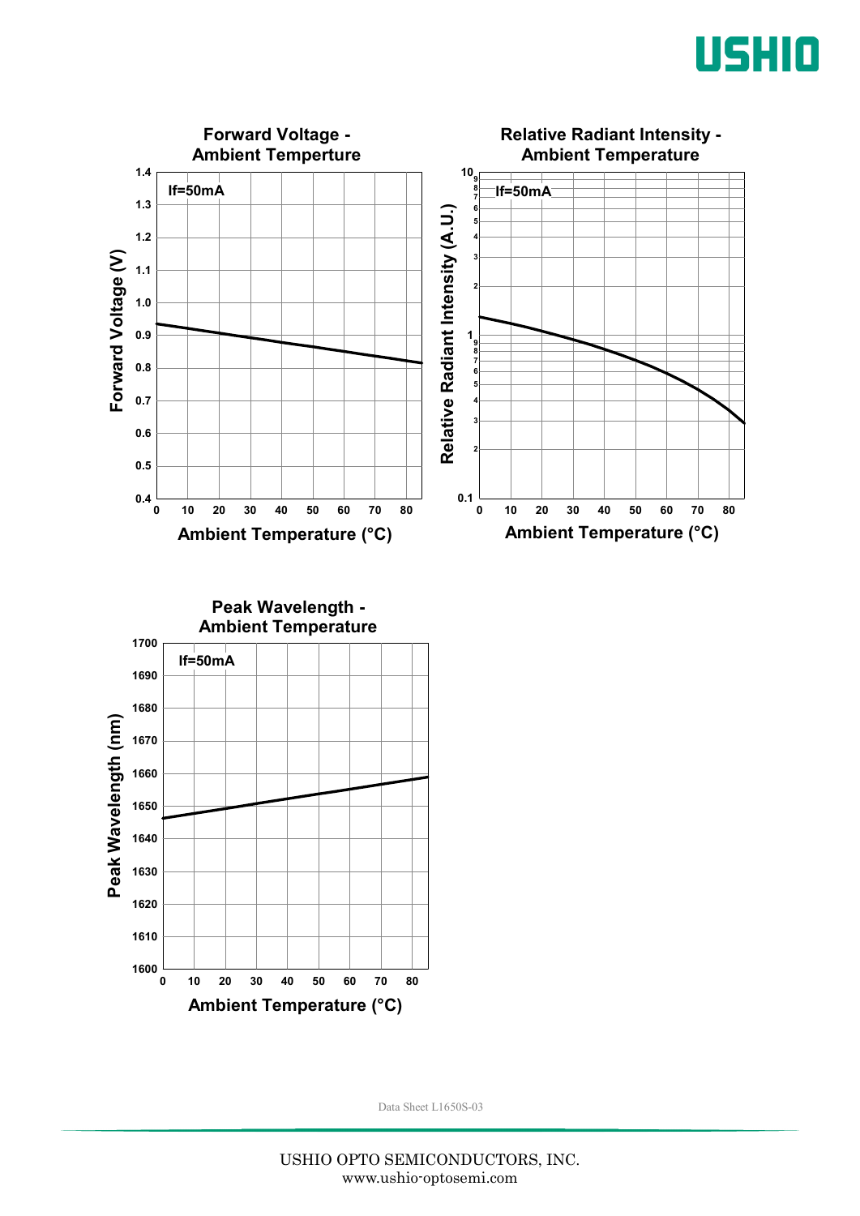## Forward Voltage - Ambient Temperture

If=50mA

Forward Voltage (V)

1.4, 1.3, 1.2, 1.1, 1.0, 0.9, 0.8, 0.7, 0.6, 0.5, 0.4

0, 10, 20, 30, 40, 50, 60, 70, 80

Ambient Temperature (°C)

## Relative Radiant Intensity - Ambient Temperature

If=50mA

Relative Radiant Intensity (A.U.)

10, 1, 0.1

0, 10, 20, 30, 40, 50, 60, 70, 80

Ambient Temperature (°C)

## Peak Wavelength - Ambient Temperature

If=50mA

Peak Wavelength (nm)

1700, 1690, 1680, 1670, 1660, 1650, 1640, 1630, 1620, 1610, 1600

0, 10, 20, 30, 40, 50, 60, 70, 80

Ambient Temperature (°C)

Data Sheet L1650S-03

USHIO OPTO SEMICONDUCTORS, INC.
www.ushio-optosemi.com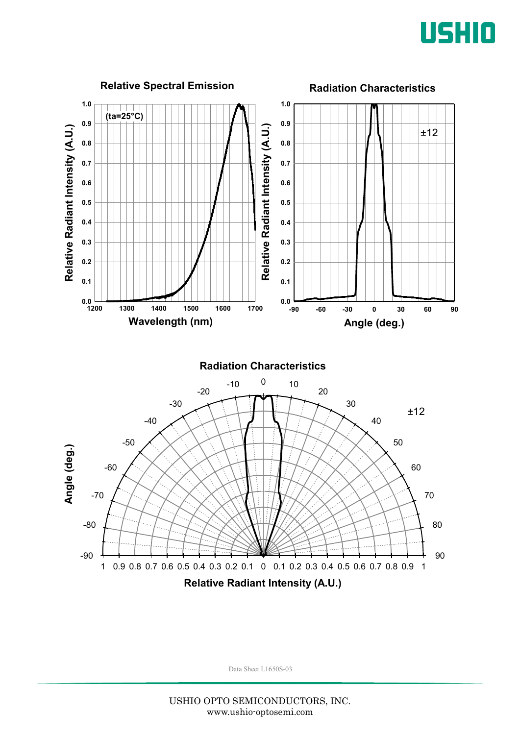### Relative Spectral Emission

(ta=25°C)

Relative Radiant Intensity (A.U.)

Wavelength (nm)

### Radiation Characteristics

±12

Relative Radiant Intensity (A.U.)

Angle (deg.)

### Radiation Characteristics

±12

Angle (deg.)

Relative Radiant Intensity (A.U.)

Data Sheet L1650S-03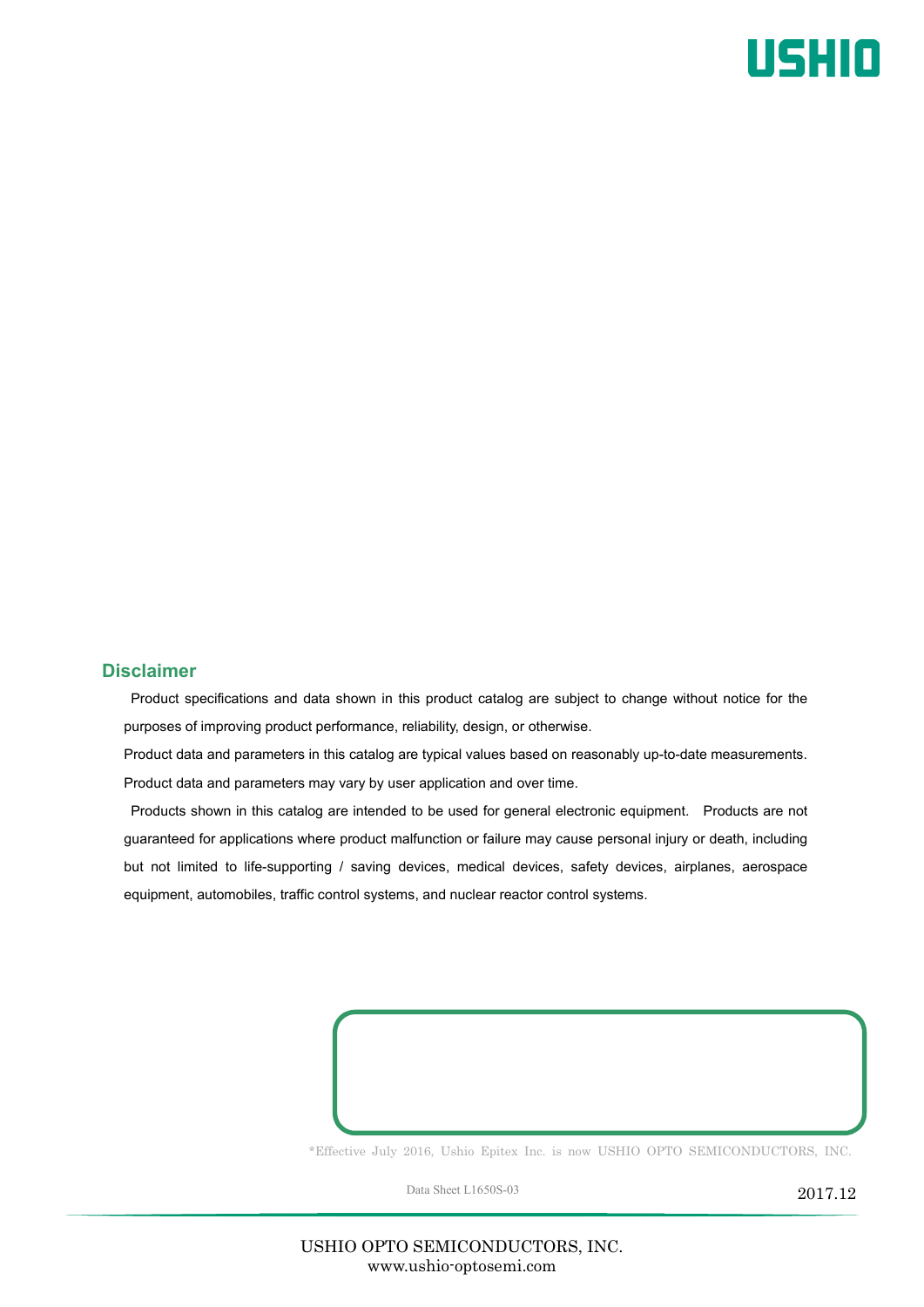## Disclaimer

Product specifications and data shown in this product catalog are subject to change without notice for the purposes of improving product performance, reliability, design, or otherwise.

Product data and parameters in this catalog are typical values based on reasonably up-to-date measurements. Product data and parameters may vary by user application and over time.

Products shown in this catalog are intended to be used for general electronic equipment. Products are not guaranteed for applications where product malfunction or failure may cause personal injury or death, including but not limited to life-supporting / saving devices, medical devices, safety devices, airplanes, aerospace equipment, automobiles, traffic control systems, and nuclear reactor control systems.

*Effective July 2016, Ushio Epitex Inc. is now USHIO OPTO SEMICONDUCTORS, INC.

Data Sheet L1650S-03

2017.12

USHIO OPTO SEMICONDUCTORS, INC.
www.ushio-optosemi.com